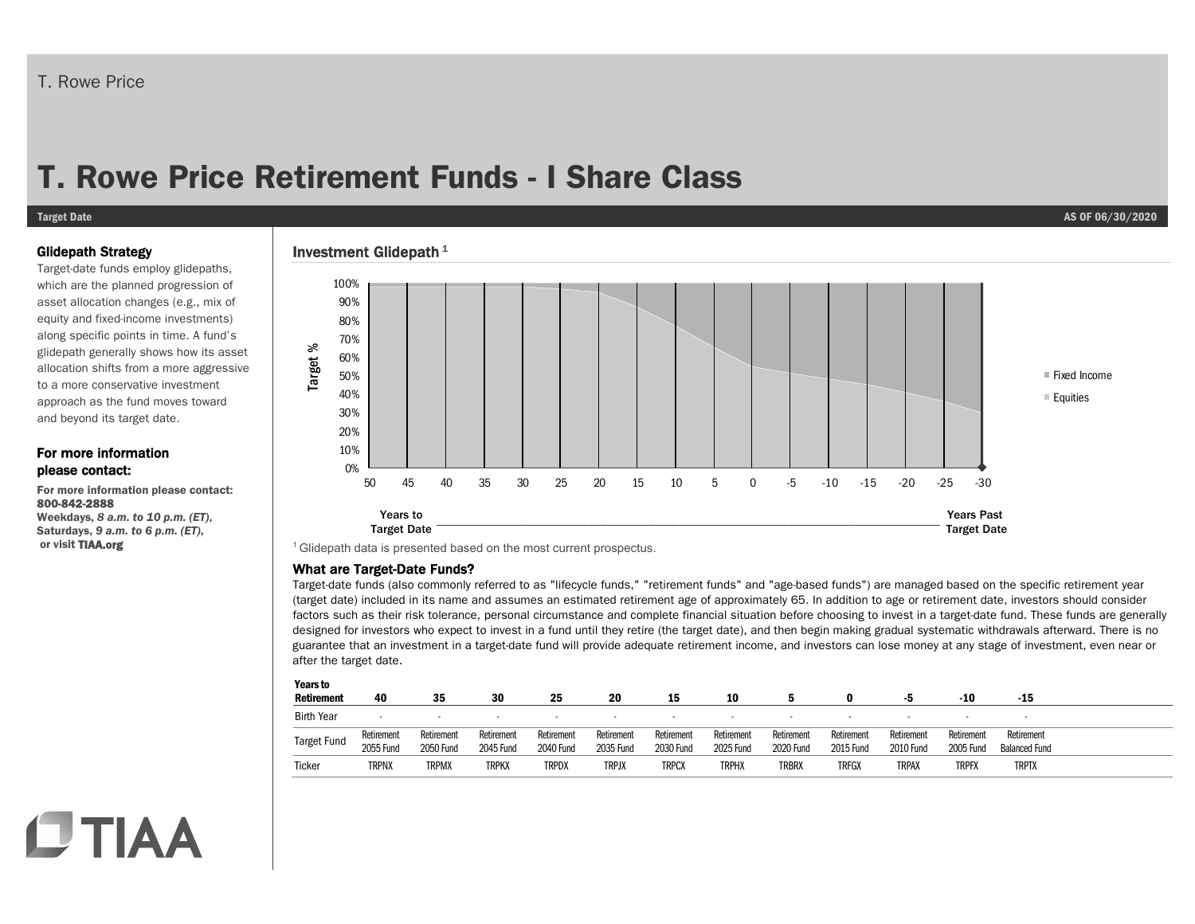T. Rowe Price

# T. Rowe Price Retirement Funds - I Share Class

**Target Date** **AS OF 06/30/2020**

### Glidepath Strategy

Target-date funds employ glidepaths, which are the planned progression of asset allocation changes (e.g., mix of equity and fixed-income investments) along specific points in time. A fund's glidepath generally shows how its asset allocation shifts from a more aggressive to a more conservative investment approach as the fund moves toward and beyond its target date.

### For more information please contact:

**For more information please contact:**
**800-842-2888**
**Weekdays,** ***8 a.m. to 10 p.m. (ET)*****,**
**Saturdays,** ***9 a.m. to 6 p.m. (ET)*****,**
**or visit TIAA.org**

### Investment Glidepath [1]

Target %: 100%, 90%, 80%, 70%, 60%, 50%, 40%, 30%, 20%, 10%, 0%

50 45 40 35 30 25 20 15 10 5 0 -5 -10 -15 -20 -25 -30

Years to Target Date — Years Past Target Date

Fixed Income
Equities

[1] Glidepath data is presented based on the most current prospectus.

### What are Target-Date Funds?

Target-date funds (also commonly referred to as "lifecycle funds," "retirement funds" and "age-based funds") are managed based on the specific retirement year (target date) included in its name and assumes an estimated retirement age of approximately 65. In addition to age or retirement date, investors should consider factors such as their risk tolerance, personal circumstance and complete financial situation before choosing to invest in a target-date fund. These funds are generally designed for investors who expect to invest in a fund until they retire (the target date), and then begin making gradual systematic withdrawals afterward. There is no guarantee that an investment in a target-date fund will provide adequate retirement income, and investors can lose money at any stage of investment, even near or after the target date.

| Years to Retirement | 40 | 35 | 30 | 25 | 20 | 15 | 10 | 5 | 0 | -5 | -10 | -15 |
|---|---|---|---|---|---|---|---|---|---|---|---|---|
| Birth Year | - | - | - | - | - | - | - | - | - | - | - | - |
| Target Fund | Retirement 2055 Fund | Retirement 2050 Fund | Retirement 2045 Fund | Retirement 2040 Fund | Retirement 2035 Fund | Retirement 2030 Fund | Retirement 2025 Fund | Retirement 2020 Fund | Retirement 2015 Fund | Retirement 2010 Fund | Retirement 2005 Fund | Retirement Balanced Fund |
| Ticker | TRPNX | TRPMX | TRPKX | TRPDX | TRPJX | TRPCX | TRPHX | TRBRX | TRFGX | TRPAX | TRPFX | TRPTX |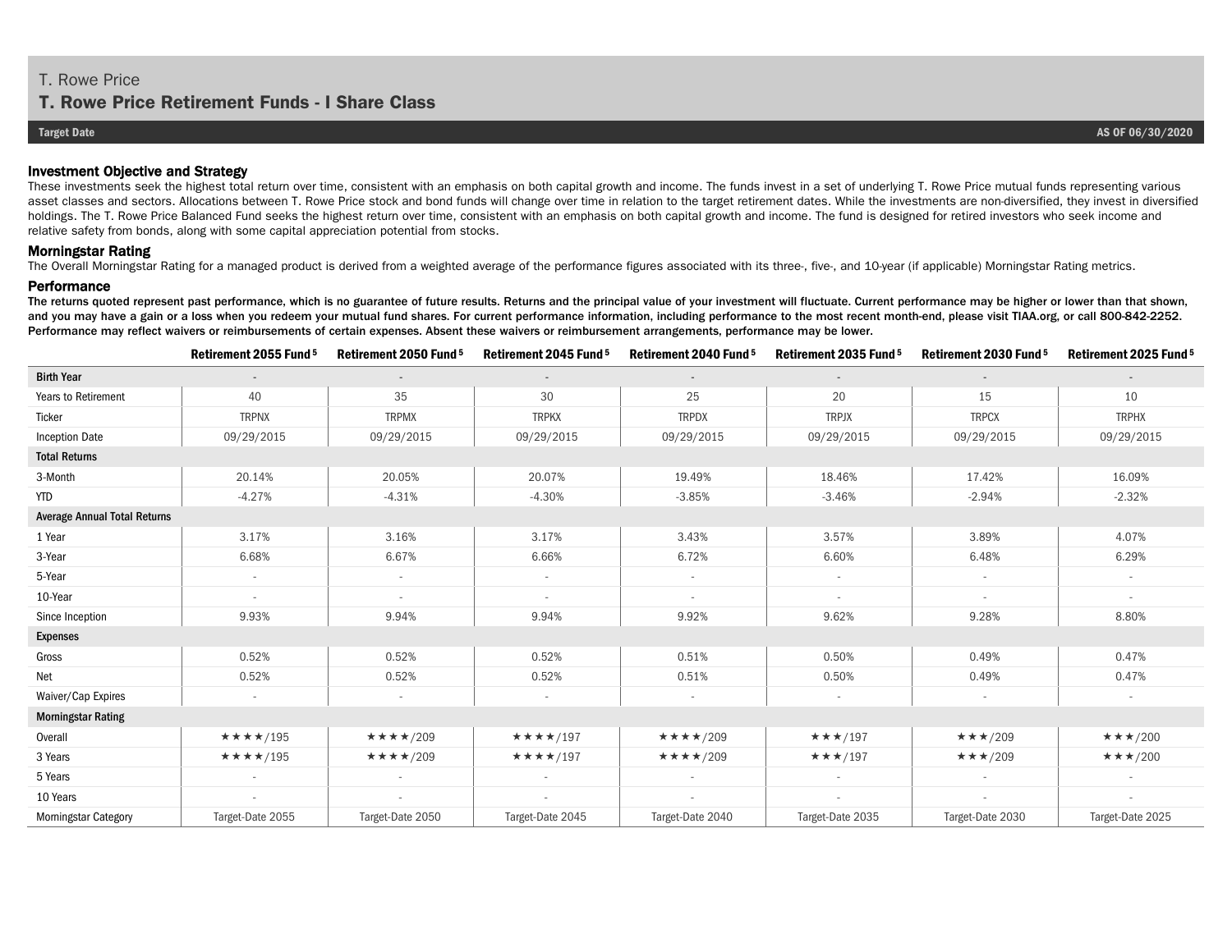T. Rowe Price

# T. Rowe Price Retirement Funds - I Share Class

**Target Date** | **AS OF 06/30/2020**

## Investment Objective and Strategy

These investments seek the highest total return over time, consistent with an emphasis on both capital growth and income. The funds invest in a set of underlying T. Rowe Price mutual funds representing various asset classes and sectors. Allocations between T. Rowe Price stock and bond funds will change over time in relation to the target retirement dates. While the investments are non-diversified, they invest in diversified holdings. The T. Rowe Price Balanced Fund seeks the highest return over time, consistent with an emphasis on both capital growth and income. The fund is designed for retired investors who seek income and relative safety from bonds, along with some capital appreciation potential from stocks.

## Morningstar Rating

The Overall Morningstar Rating for a managed product is derived from a weighted average of the performance figures associated with its three-, five-, and 10-year (if applicable) Morningstar Rating metrics.

## Performance

**The returns quoted represent past performance, which is no guarantee of future results. Returns and the principal value of your investment will fluctuate. Current performance may be higher or lower than that shown, and you may have a gain or a loss when you redeem your mutual fund shares. For current performance information, including performance to the most recent month-end, please visit TIAA.org, or call 800-842-2252. Performance may reflect waivers or reimbursements of certain expenses. Absent these waivers or reimbursement arrangements, performance may be lower.**

| | Retirement 2055 Fund [5] | Retirement 2050 Fund [5] | Retirement 2045 Fund [5] | Retirement 2040 Fund [5] | Retirement 2035 Fund [5] | Retirement 2030 Fund [5] | Retirement 2025 Fund [5] |
|---|---|---|---|---|---|---|---|
| **Birth Year** | - | - | - | - | - | - | - |
| Years to Retirement | 40 | 35 | 30 | 25 | 20 | 15 | 10 |
| Ticker | TRPNX | TRPMX | TRPKX | TRPDX | TRPJX | TRPCX | TRPHX |
| Inception Date | 09/29/2015 | 09/29/2015 | 09/29/2015 | 09/29/2015 | 09/29/2015 | 09/29/2015 | 09/29/2015 |
| **Total Returns** | | | | | | | |
| 3-Month | 20.14% | 20.05% | 20.07% | 19.49% | 18.46% | 17.42% | 16.09% |
| YTD | -4.27% | -4.31% | -4.30% | -3.85% | -3.46% | -2.94% | -2.32% |
| **Average Annual Total Returns** | | | | | | | |
| 1 Year | 3.17% | 3.16% | 3.17% | 3.43% | 3.57% | 3.89% | 4.07% |
| 3-Year | 6.68% | 6.67% | 6.66% | 6.72% | 6.60% | 6.48% | 6.29% |
| 5-Year | - | - | - | - | - | - | - |
| 10-Year | - | - | - | - | - | - | - |
| Since Inception | 9.93% | 9.94% | 9.94% | 9.92% | 9.62% | 9.28% | 8.80% |
| **Expenses** | | | | | | | |
| Gross | 0.52% | 0.52% | 0.52% | 0.51% | 0.50% | 0.49% | 0.47% |
| Net | 0.52% | 0.52% | 0.52% | 0.51% | 0.50% | 0.49% | 0.47% |
| Waiver/Cap Expires | - | - | - | - | - | - | - |
| **Morningstar Rating** | | | | | | | |
| Overall | ★★★★/195 | ★★★★/209 | ★★★★/197 | ★★★★/209 | ★★★/197 | ★★★/209 | ★★★/200 |
| 3 Years | ★★★★/195 | ★★★★/209 | ★★★★/197 | ★★★★/209 | ★★★/197 | ★★★/209 | ★★★/200 |
| 5 Years | - | - | - | - | - | - | - |
| 10 Years | - | - | - | - | - | - | - |
| Morningstar Category | Target-Date 2055 | Target-Date 2050 | Target-Date 2045 | Target-Date 2040 | Target-Date 2035 | Target-Date 2030 | Target-Date 2025 |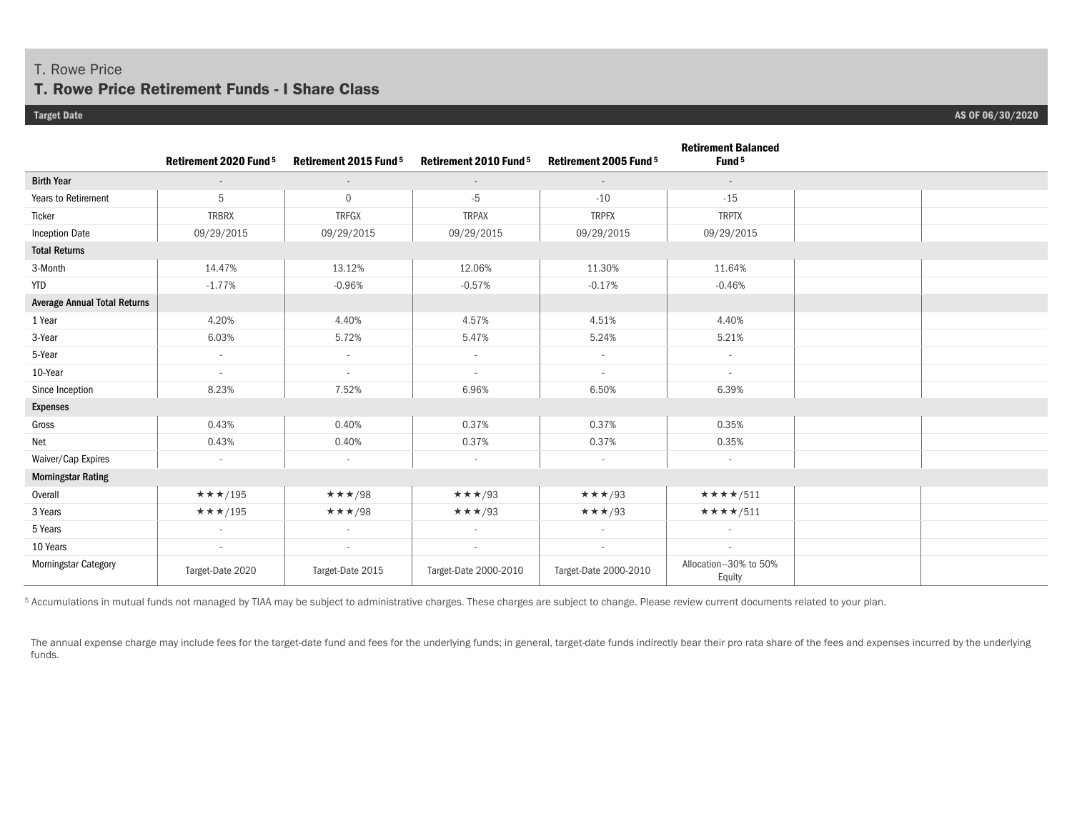T. Rowe Price

## T. Rowe Price Retirement Funds - I Share Class

**Target Date** | **AS OF 06/30/2020**

| | Retirement 2020 Fund[5] | Retirement 2015 Fund[5] | Retirement 2010 Fund[5] | Retirement 2005 Fund[5] | Retirement Balanced Fund[5] | | |
|---|---|---|---|---|---|---|---|
| **Birth Year** | - | - | - | - | - | | |
| Years to Retirement | 5 | 0 | -5 | -10 | -15 | | |
| Ticker | TRBRX | TRFGX | TRPAX | TRPFX | TRPTX | | |
| Inception Date | 09/29/2015 | 09/29/2015 | 09/29/2015 | 09/29/2015 | 09/29/2015 | | |
| **Total Returns** | | | | | | | |
| 3-Month | 14.47% | 13.12% | 12.06% | 11.30% | 11.64% | | |
| YTD | -1.77% | -0.96% | -0.57% | -0.17% | -0.46% | | |
| **Average Annual Total Returns** | | | | | | | |
| 1 Year | 4.20% | 4.40% | 4.57% | 4.51% | 4.40% | | |
| 3-Year | 6.03% | 5.72% | 5.47% | 5.24% | 5.21% | | |
| 5-Year | - | - | - | - | - | | |
| 10-Year | - | - | - | - | - | | |
| Since Inception | 8.23% | 7.52% | 6.96% | 6.50% | 6.39% | | |
| **Expenses** | | | | | | | |
| Gross | 0.43% | 0.40% | 0.37% | 0.37% | 0.35% | | |
| Net | 0.43% | 0.40% | 0.37% | 0.37% | 0.35% | | |
| Waiver/Cap Expires | - | - | - | - | - | | |
| **Morningstar Rating** | | | | | | | |
| Overall | ★★★/195 | ★★★/98 | ★★★/93 | ★★★/93 | ★★★★/511 | | |
| 3 Years | ★★★/195 | ★★★/98 | ★★★/93 | ★★★/93 | ★★★★/511 | | |
| 5 Years | - | - | - | - | - | | |
| 10 Years | - | - | - | - | - | | |
| Morningstar Category | Target-Date 2020 | Target-Date 2015 | Target-Date 2000-2010 | Target-Date 2000-2010 | Allocation--30% to 50% Equity | | |

[5] Accumulations in mutual funds not managed by TIAA may be subject to administrative charges. These charges are subject to change. Please review current documents related to your plan.

The annual expense charge may include fees for the target-date fund and fees for the underlying funds; in general, target-date funds indirectly bear their pro rata share of the fees and expenses incurred by the underlying funds.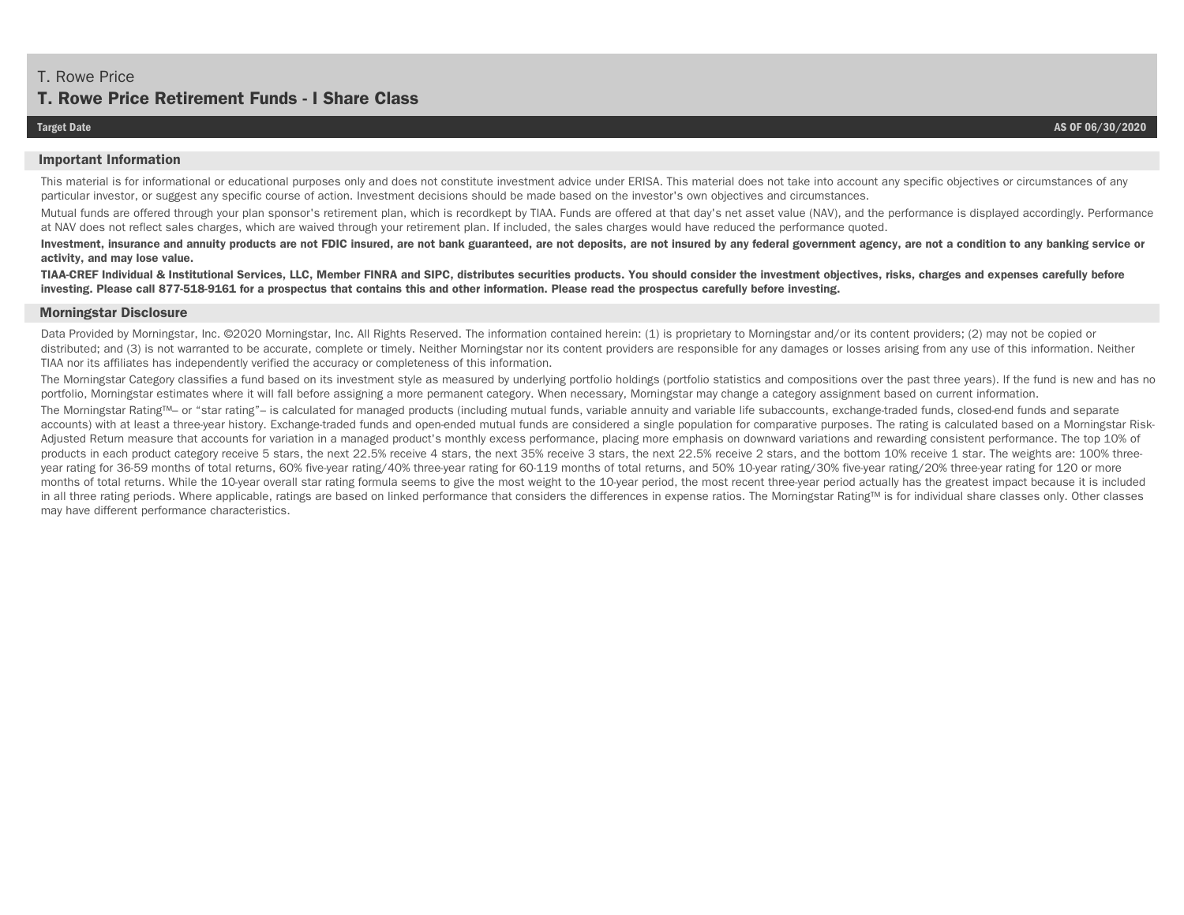T. Rowe Price

# T. Rowe Price Retirement Funds - I Share Class

**Target Date** **AS OF 06/30/2020**

## Important Information

This material is for informational or educational purposes only and does not constitute investment advice under ERISA. This material does not take into account any specific objectives or circumstances of any particular investor, or suggest any specific course of action. Investment decisions should be made based on the investor's own objectives and circumstances.

Mutual funds are offered through your plan sponsor's retirement plan, which is recordkept by TIAA. Funds are offered at that day's net asset value (NAV), and the performance is displayed accordingly. Performance at NAV does not reflect sales charges, which are waived through your retirement plan. If included, the sales charges would have reduced the performance quoted.

**Investment, insurance and annuity products are not FDIC insured, are not bank guaranteed, are not deposits, are not insured by any federal government agency, are not a condition to any banking service or activity, and may lose value.**

**TIAA-CREF Individual & Institutional Services, LLC, Member FINRA and SIPC, distributes securities products. You should consider the investment objectives, risks, charges and expenses carefully before investing. Please call 877-518-9161 for a prospectus that contains this and other information. Please read the prospectus carefully before investing.**

## Morningstar Disclosure

Data Provided by Morningstar, Inc. ©2020 Morningstar, Inc. All Rights Reserved. The information contained herein: (1) is proprietary to Morningstar and/or its content providers; (2) may not be copied or distributed; and (3) is not warranted to be accurate, complete or timely. Neither Morningstar nor its content providers are responsible for any damages or losses arising from any use of this information. Neither TIAA nor its affiliates has independently verified the accuracy or completeness of this information.

The Morningstar Category classifies a fund based on its investment style as measured by underlying portfolio holdings (portfolio statistics and compositions over the past three years). If the fund is new and has no portfolio, Morningstar estimates where it will fall before assigning a more permanent category. When necessary, Morningstar may change a category assignment based on current information.

The Morningstar Rating™– or "star rating"– is calculated for managed products (including mutual funds, variable annuity and variable life subaccounts, exchange-traded funds, closed-end funds and separate accounts) with at least a three-year history. Exchange-traded funds and open-ended mutual funds are considered a single population for comparative purposes. The rating is calculated based on a Morningstar Risk-Adjusted Return measure that accounts for variation in a managed product's monthly excess performance, placing more emphasis on downward variations and rewarding consistent performance. The top 10% of products in each product category receive 5 stars, the next 22.5% receive 4 stars, the next 35% receive 3 stars, the next 22.5% receive 2 stars, and the bottom 10% receive 1 star. The weights are: 100% three-year rating for 36-59 months of total returns, 60% five-year rating/40% three-year rating for 60-119 months of total returns, and 50% 10-year rating/30% five-year rating/20% three-year rating for 120 or more months of total returns. While the 10-year overall star rating formula seems to give the most weight to the 10-year period, the most recent three-year period actually has the greatest impact because it is included in all three rating periods. Where applicable, ratings are based on linked performance that considers the differences in expense ratios. The Morningstar Rating™ is for individual share classes only. Other classes may have different performance characteristics.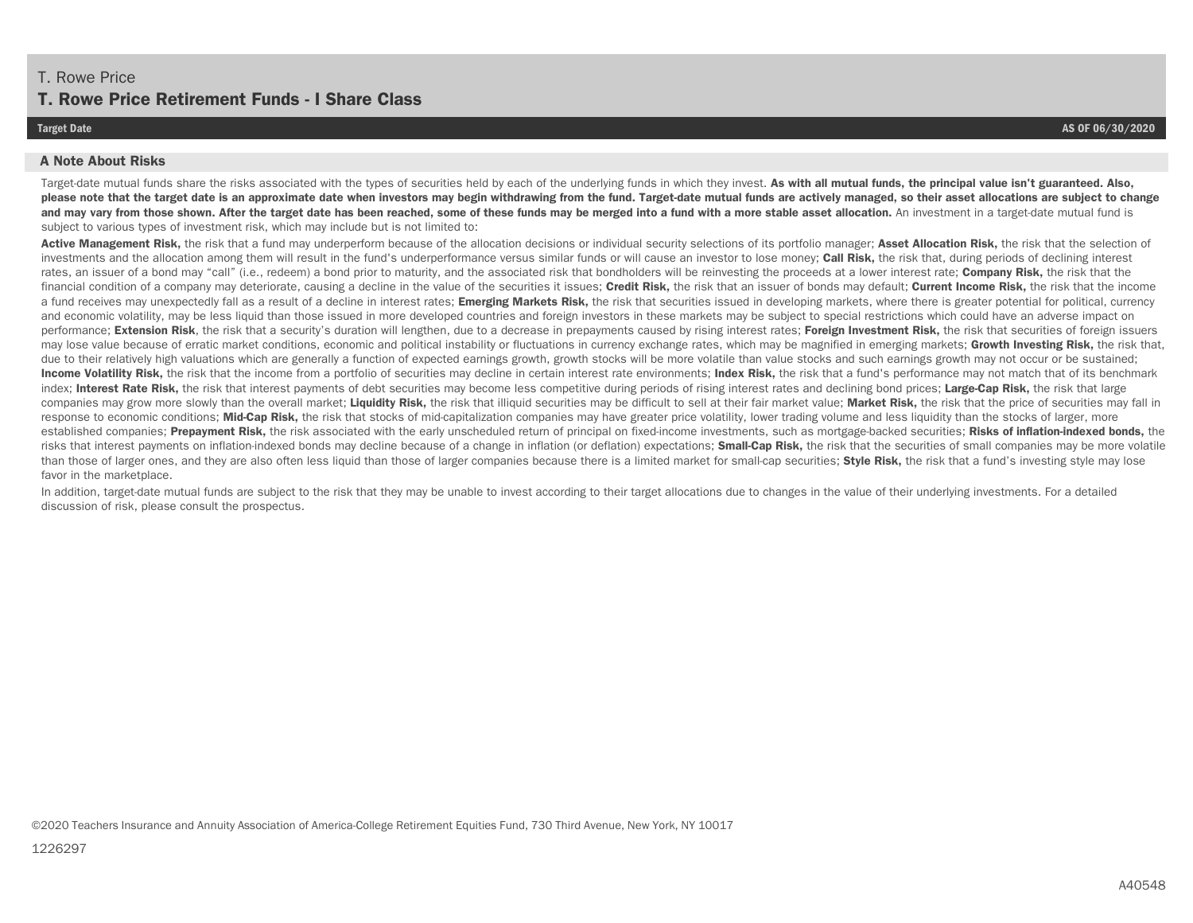T. Rowe Price

# T. Rowe Price Retirement Funds - I Share Class

**Target Date** | **AS OF 06/30/2020**

## A Note About Risks

Target-date mutual funds share the risks associated with the types of securities held by each of the underlying funds in which they invest. **As with all mutual funds, the principal value isn't guaranteed. Also, please note that the target date is an approximate date when investors may begin withdrawing from the fund. Target-date mutual funds are actively managed, so their asset allocations are subject to change and may vary from those shown. After the target date has been reached, some of these funds may be merged into a fund with a more stable asset allocation.** An investment in a target-date mutual fund is subject to various types of investment risk, which may include but is not limited to:

**Active Management Risk,** the risk that a fund may underperform because of the allocation decisions or individual security selections of its portfolio manager; **Asset Allocation Risk,** the risk that the selection of investments and the allocation among them will result in the fund's underperformance versus similar funds or will cause an investor to lose money; **Call Risk,** the risk that, during periods of declining interest rates, an issuer of a bond may "call" (i.e., redeem) a bond prior to maturity, and the associated risk that bondholders will be reinvesting the proceeds at a lower interest rate; **Company Risk,** the risk that the financial condition of a company may deteriorate, causing a decline in the value of the securities it issues; **Credit Risk,** the risk that an issuer of bonds may default; **Current Income Risk,** the risk that the income a fund receives may unexpectedly fall as a result of a decline in interest rates; **Emerging Markets Risk,** the risk that securities issued in developing markets, where there is greater potential for political, currency and economic volatility, may be less liquid than those issued in more developed countries and foreign investors in these markets may be subject to special restrictions which could have an adverse impact on performance; **Extension Risk**, the risk that a security's duration will lengthen, due to a decrease in prepayments caused by rising interest rates; **Foreign Investment Risk,** the risk that securities of foreign issuers may lose value because of erratic market conditions, economic and political instability or fluctuations in currency exchange rates, which may be magnified in emerging markets; **Growth Investing Risk,** the risk that, due to their relatively high valuations which are generally a function of expected earnings growth, growth stocks will be more volatile than value stocks and such earnings growth may not occur or be sustained; **Income Volatility Risk,** the risk that the income from a portfolio of securities may decline in certain interest rate environments; **Index Risk,** the risk that a fund's performance may not match that of its benchmark index; **Interest Rate Risk,** the risk that interest payments of debt securities may become less competitive during periods of rising interest rates and declining bond prices; **Large-Cap Risk,** the risk that large companies may grow more slowly than the overall market; **Liquidity Risk,** the risk that illiquid securities may be difficult to sell at their fair market value; **Market Risk,** the risk that the price of securities may fall in response to economic conditions; **Mid-Cap Risk,** the risk that stocks of mid-capitalization companies may have greater price volatility, lower trading volume and less liquidity than the stocks of larger, more established companies; **Prepayment Risk,** the risk associated with the early unscheduled return of principal on fixed-income investments, such as mortgage-backed securities; **Risks of inflation-indexed bonds,** the risks that interest payments on inflation-indexed bonds may decline because of a change in inflation (or deflation) expectations; **Small-Cap Risk,** the risk that the securities of small companies may be more volatile than those of larger ones, and they are also often less liquid than those of larger companies because there is a limited market for small-cap securities; **Style Risk,** the risk that a fund's investing style may lose favor in the marketplace.

In addition, target-date mutual funds are subject to the risk that they may be unable to invest according to their target allocations due to changes in the value of their underlying investments. For a detailed discussion of risk, please consult the prospectus.

©2020 Teachers Insurance and Annuity Association of America-College Retirement Equities Fund, 730 Third Avenue, New York, NY 10017

1226297

A40548